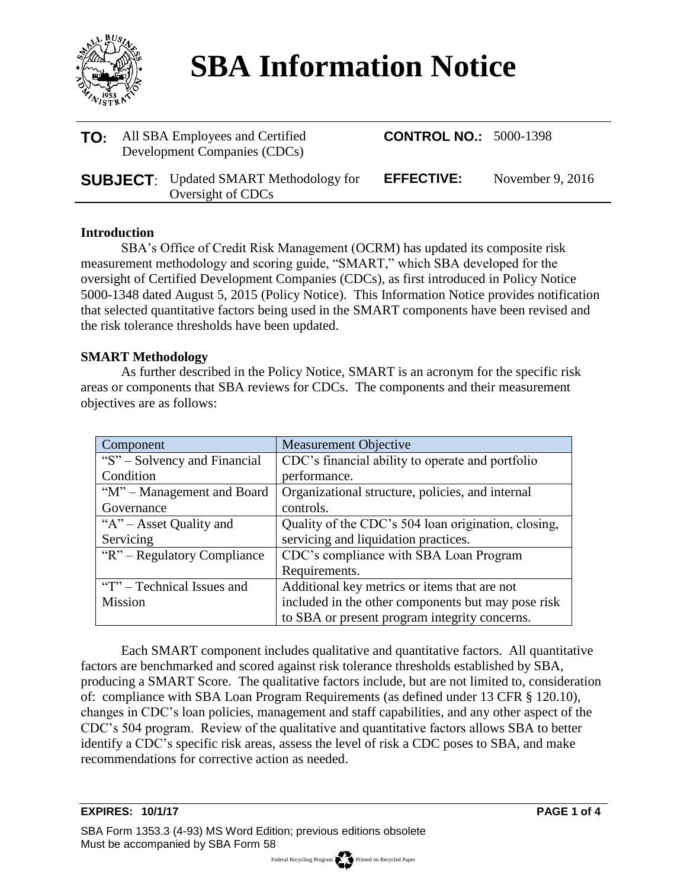# SBA Information Notice

| | | | |
|---|---|---|---|
| **TO:** | All SBA Employees and Certified Development Companies (CDCs) | **CONTROL NO.:** | 5000-1398 |
| **SUBJECT:** | Updated SMART Methodology for Oversight of CDCs | **EFFECTIVE:** | November 9, 2016 |

**Introduction**

SBA's Office of Credit Risk Management (OCRM) has updated its composite risk measurement methodology and scoring guide, "SMART," which SBA developed for the oversight of Certified Development Companies (CDCs), as first introduced in Policy Notice 5000-1348 dated August 5, 2015 (Policy Notice). This Information Notice provides notification that selected quantitative factors being used in the SMART components have been revised and the risk tolerance thresholds have been updated.

**SMART Methodology**

As further described in the Policy Notice, SMART is an acronym for the specific risk areas or components that SBA reviews for CDCs. The components and their measurement objectives are as follows:

| Component | Measurement Objective |
|---|---|
| "S" – Solvency and Financial Condition | CDC's financial ability to operate and portfolio performance. |
| "M" – Management and Board Governance | Organizational structure, policies, and internal controls. |
| "A" – Asset Quality and Servicing | Quality of the CDC's 504 loan origination, closing, servicing and liquidation practices. |
| "R" – Regulatory Compliance | CDC's compliance with SBA Loan Program Requirements. |
| "T" – Technical Issues and Mission | Additional key metrics or items that are not included in the other components but may pose risk to SBA or present program integrity concerns. |

Each SMART component includes qualitative and quantitative factors. All quantitative factors are benchmarked and scored against risk tolerance thresholds established by SBA, producing a SMART Score. The qualitative factors include, but are not limited to, consideration of: compliance with SBA Loan Program Requirements (as defined under 13 CFR § 120.10), changes in CDC's loan policies, management and staff capabilities, and any other aspect of the CDC's 504 program. Review of the qualitative and quantitative factors allows SBA to better identify a CDC's specific risk areas, assess the level of risk a CDC poses to SBA, and make recommendations for corrective action as needed.

**EXPIRES: 10/1/17**

SBA Form 1353.3 (4-93) MS Word Edition; previous editions obsolete
Must be accompanied by SBA Form 58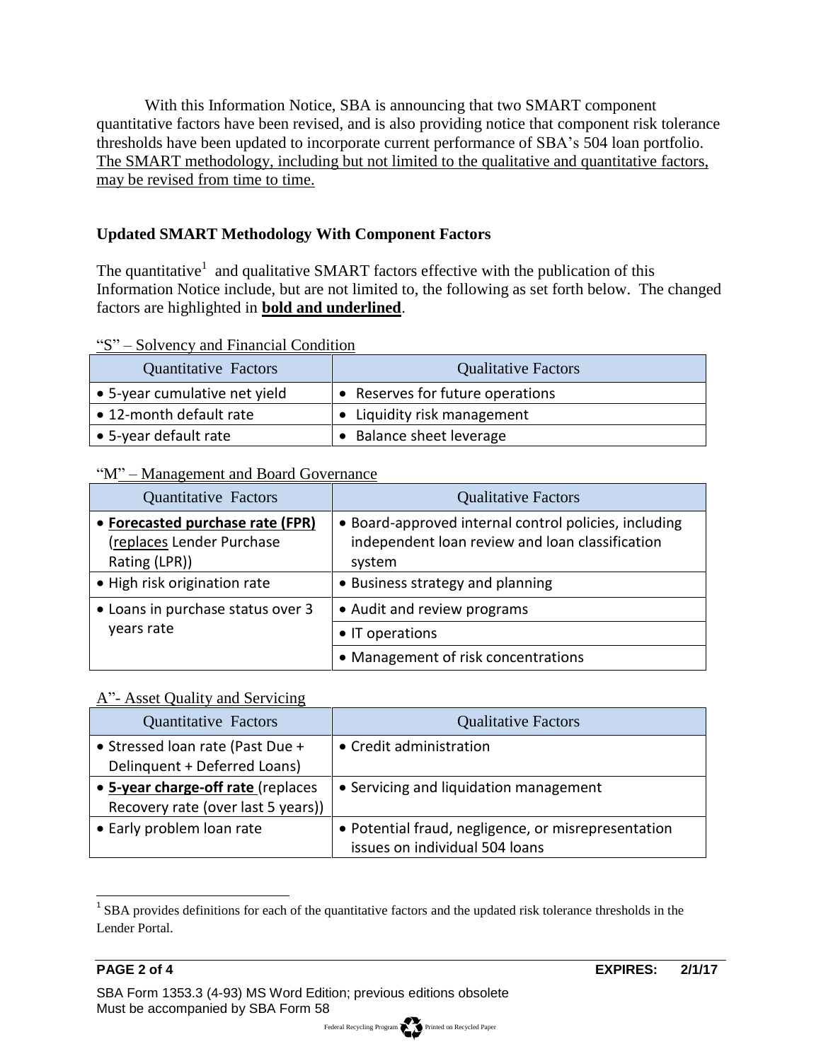With this Information Notice, SBA is announcing that two SMART component quantitative factors have been revised, and is also providing notice that component risk tolerance thresholds have been updated to incorporate current performance of SBA's 504 loan portfolio. The SMART methodology, including but not limited to the qualitative and quantitative factors, may be revised from time to time.

**Updated SMART Methodology With Component Factors**

The quantitative[1] and qualitative SMART factors effective with the publication of this Information Notice include, but are not limited to, the following as set forth below. The changed factors are highlighted in **bold and underlined**.

"S" – Solvency and Financial Condition

| Quantitative Factors | Qualitative Factors |
|---|---|
| • 5-year cumulative net yield | • Reserves for future operations |
| • 12-month default rate | • Liquidity risk management |
| • 5-year default rate | • Balance sheet leverage |

"M" – Management and Board Governance

| Quantitative Factors | Qualitative Factors |
|---|---|
| • **Forecasted purchase rate (FPR)** (replaces Lender Purchase Rating (LPR)) | • Board-approved internal control policies, including independent loan review and loan classification system |
| • High risk origination rate | • Business strategy and planning |
| • Loans in purchase status over 3 years rate | • Audit and review programs |
| | • IT operations |
| | • Management of risk concentrations |

A"- Asset Quality and Servicing

| Quantitative Factors | Qualitative Factors |
|---|---|
| • Stressed loan rate (Past Due + Delinquent + Deferred Loans) | • Credit administration |
| • **5-year charge-off rate** (replaces Recovery rate (over last 5 years)) | • Servicing and liquidation management |
| • Early problem loan rate | • Potential fraud, negligence, or misrepresentation issues on individual 504 loans |

[1] SBA provides definitions for each of the quantitative factors and the updated risk tolerance thresholds in the Lender Portal.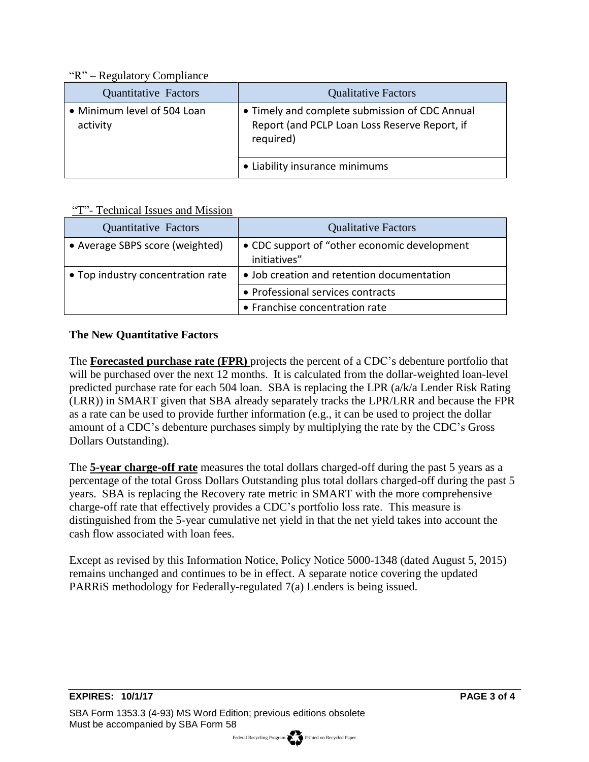"R" – Regulatory Compliance

| Quantitative Factors | Qualitative Factors |
|---|---|
| • Minimum level of 504 Loan activity | • Timely and complete submission of CDC Annual Report (and PCLP Loan Loss Reserve Report, if required) |
| | • Liability insurance minimums |

"T"- Technical Issues and Mission

| Quantitative Factors | Qualitative Factors |
|---|---|
| • Average SBPS score (weighted) | • CDC support of "other economic development initiatives" |
| • Top industry concentration rate | • Job creation and retention documentation |
| | • Professional services contracts |
| | • Franchise concentration rate |

**The New Quantitative Factors**

The **Forecasted purchase rate (FPR)** projects the percent of a CDC's debenture portfolio that will be purchased over the next 12 months. It is calculated from the dollar-weighted loan-level predicted purchase rate for each 504 loan. SBA is replacing the LPR (a/k/a Lender Risk Rating (LRR)) in SMART given that SBA already separately tracks the LPR/LRR and because the FPR as a rate can be used to provide further information (e.g., it can be used to project the dollar amount of a CDC's debenture purchases simply by multiplying the rate by the CDC's Gross Dollars Outstanding).

The **5-year charge-off rate** measures the total dollars charged-off during the past 5 years as a percentage of the total Gross Dollars Outstanding plus total dollars charged-off during the past 5 years. SBA is replacing the Recovery rate metric in SMART with the more comprehensive charge-off rate that effectively provides a CDC's portfolio loss rate. This measure is distinguished from the 5-year cumulative net yield in that the net yield takes into account the cash flow associated with loan fees.

Except as revised by this Information Notice, Policy Notice 5000-1348 (dated August 5, 2015) remains unchanged and continues to be in effect. A separate notice covering the updated PARRiS methodology for Federally-regulated 7(a) Lenders is being issued.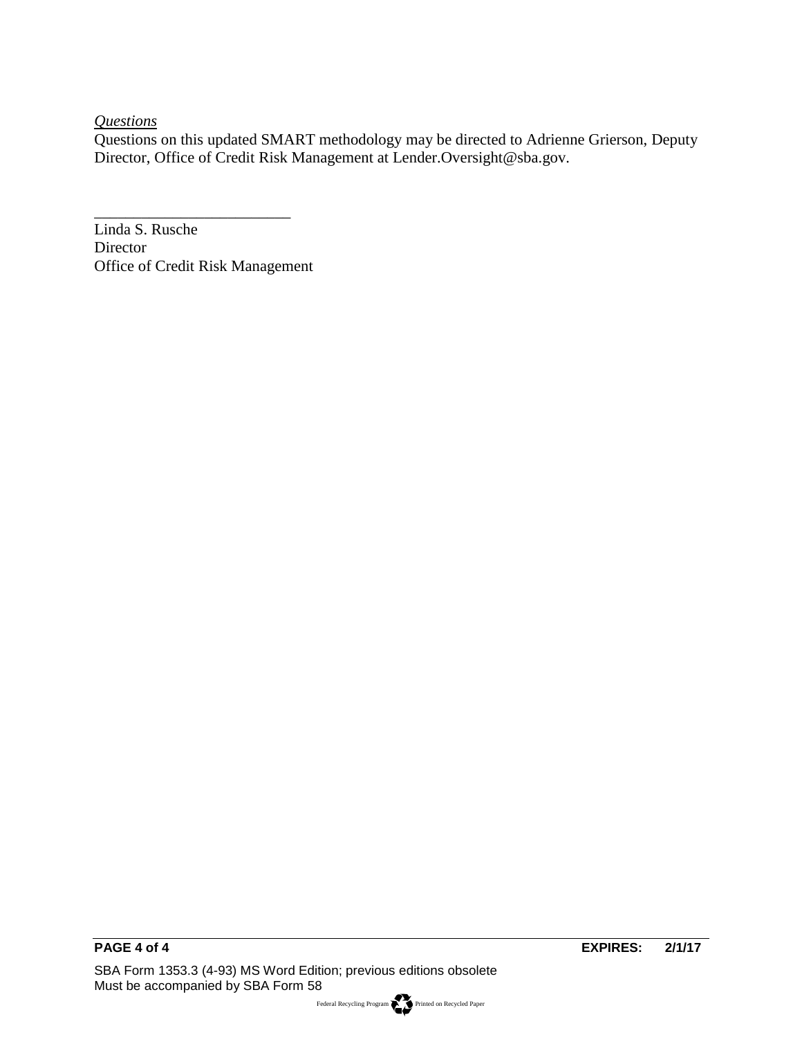*Questions*
Questions on this updated SMART methodology may be directed to Adrienne Grierson, Deputy Director, Office of Credit Risk Management at Lender.Oversight@sba.gov.

\_\_\_\_\_\_\_\_\_\_\_\_\_\_\_\_\_\_\_\_\_\_\_\_\_\_

Linda S. Rusche
Director
Office of Credit Risk Management

**EXPIRES: 2/1/17**

SBA Form 1353.3 (4-93) MS Word Edition; previous editions obsolete
Must be accompanied by SBA Form 58